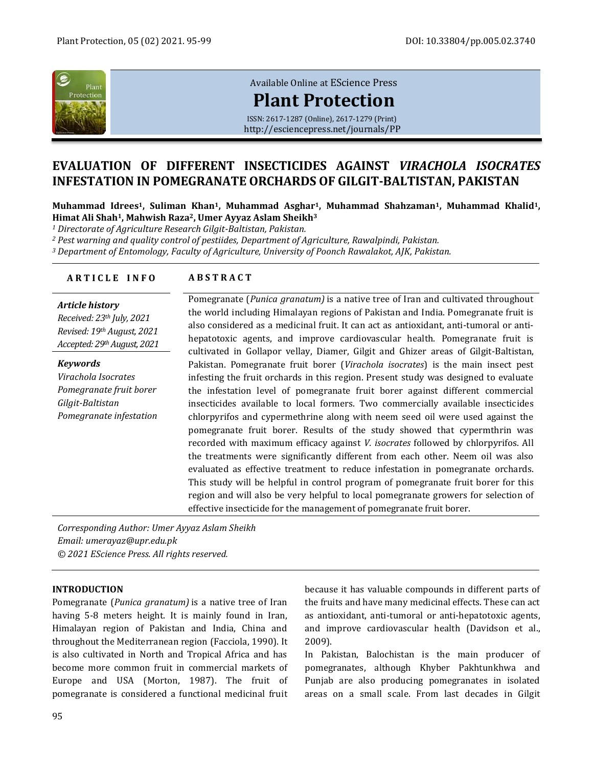Available Online at EScience Press

# Plant Protection

ISSN: 2617-1287 (Online), 2617-1279 (Print)
http://esciencepress.net/journals/PP

# EVALUATION OF DIFFERENT INSECTICIDES AGAINST *VIRACHOLA ISOCRATES* INFESTATION IN POMEGRANATE ORCHARDS OF GILGIT-BALTISTAN, PAKISTAN

**Muhammad Idrees[1], Suliman Khan[1], Muhammad Asghar[1], Muhammad Shahzaman[1], Muhammad Khalid[1], Himat Ali Shah[1], Mahwish Raza[2], Umer Ayyaz Aslam Sheikh[3]**

*[1] Directorate of Agriculture Research Gilgit-Baltistan, Pakistan.*
*[2] Pest warning and quality control of pestiides, Department of Agriculture, Rawalpindi, Pakistan.*
*[3] Department of Entomology, Faculty of Agriculture, University of Poonch Rawalakot, AJK, Pakistan.*

**ARTICLE INFO**

***Article history***
*Received: 23th July, 2021*
*Revised: 19th August, 2021*
*Accepted: 29th August, 2021*

***Keywords***
*Virachola Isocrates*
*Pomegranate fruit borer*
*Gilgit-Baltistan*
*Pomegranate infestation*

**ABSTRACT**

Pomegranate (*Punica granatum)* is a native tree of Iran and cultivated throughout the world including Himalayan regions of Pakistan and India. Pomegranate fruit is also considered as a medicinal fruit. It can act as antioxidant, anti-tumoral or anti-hepatotoxic agents, and improve cardiovascular health. Pomegranate fruit is cultivated in Gollapor vellay, Diamer, Gilgit and Ghizer areas of Gilgit-Baltistan, Pakistan. Pomegranate fruit borer (*Virachola isocrates*) is the main insect pest infesting the fruit orchards in this region. Present study was designed to evaluate the infestation level of pomegranate fruit borer against different commercial insecticides available to local formers. Two commercially available insecticides chlorpyrifos and cypermethrine along with neem seed oil were used against the pomegranate fruit borer. Results of the study showed that cypermthrin was recorded with maximum efficacy against *V. isocrates* followed by chlorpyrifos. All the treatments were significantly different from each other. Neem oil was also evaluated as effective treatment to reduce infestation in pomegranate orchards. This study will be helpful in control program of pomegranate fruit borer for this region and will also be very helpful to local pomegranate growers for selection of effective insecticide for the management of pomegranate fruit borer.

*Corresponding Author: Umer Ayyaz Aslam Sheikh*
*Email: umerayaz@upr.edu.pk*
*© 2021 EScience Press. All rights reserved.*

## INTRODUCTION

Pomegranate (*Punica granatum)* is a native tree of Iran having 5-8 meters height. It is mainly found in Iran, Himalayan region of Pakistan and India, China and throughout the Mediterranean region (Facciola, 1990). It is also cultivated in North and Tropical Africa and has become more common fruit in commercial markets of Europe and USA (Morton, 1987). The fruit of pomegranate is considered a functional medicinal fruit because it has valuable compounds in different parts of the fruits and have many medicinal effects. These can act as antioxidant, anti-tumoral or anti-hepatotoxic agents, and improve cardiovascular health (Davidson et al., 2009).

In Pakistan, Balochistan is the main producer of pomegranates, although Khyber Pakhtunkhwa and Punjab are also producing pomegranates in isolated areas on a small scale. From last decades in Gilgit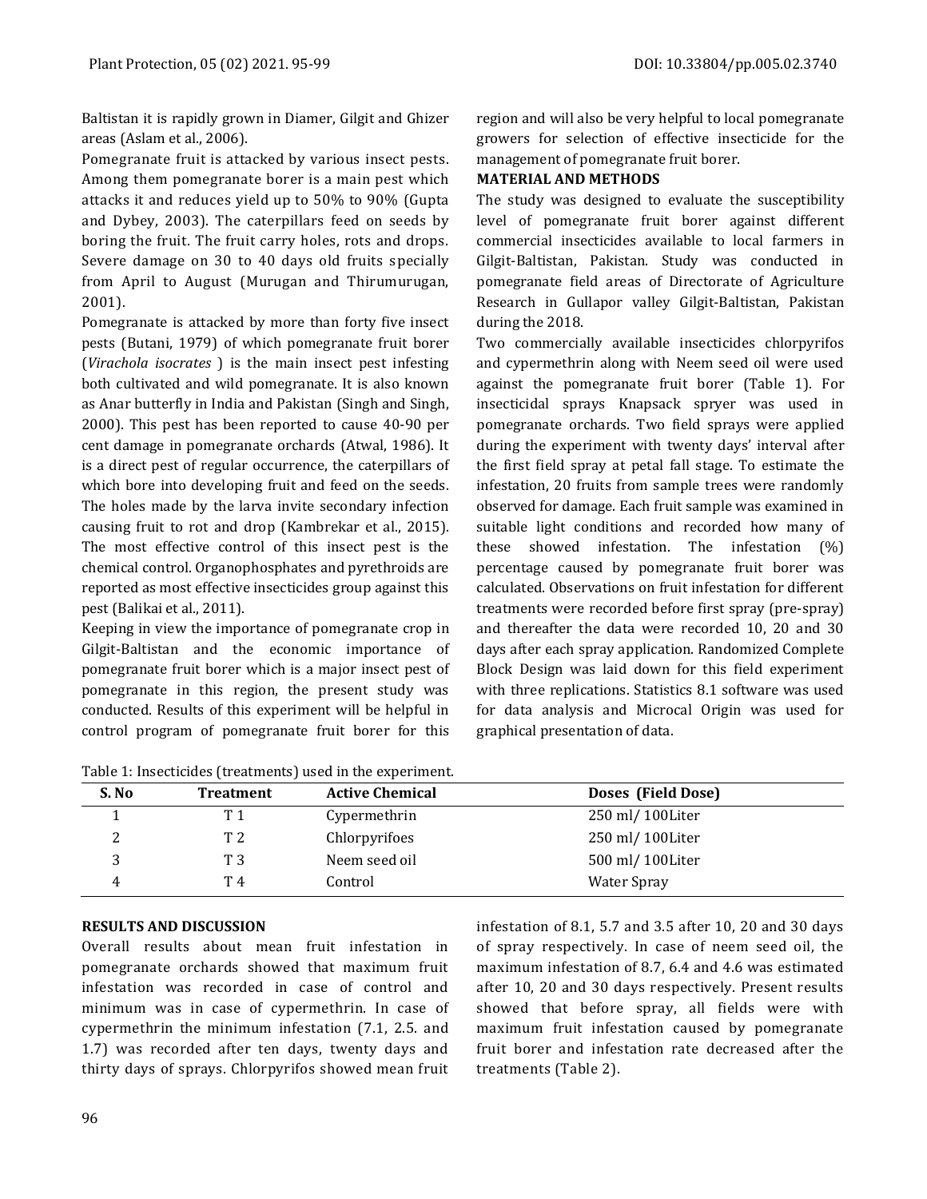Baltistan it is rapidly grown in Diamer, Gilgit and Ghizer areas (Aslam et al., 2006).

Pomegranate fruit is attacked by various insect pests. Among them pomegranate borer is a main pest which attacks it and reduces yield up to 50% to 90% (Gupta and Dybey, 2003). The caterpillars feed on seeds by boring the fruit. The fruit carry holes, rots and drops. Severe damage on 30 to 40 days old fruits specially from April to August (Murugan and Thirumurugan, 2001).

Pomegranate is attacked by more than forty five insect pests (Butani, 1979) of which pomegranate fruit borer (*Virachola isocrates* ) is the main insect pest infesting both cultivated and wild pomegranate. It is also known as Anar butterfly in India and Pakistan (Singh and Singh, 2000). This pest has been reported to cause 40-90 per cent damage in pomegranate orchards (Atwal, 1986). It is a direct pest of regular occurrence, the caterpillars of which bore into developing fruit and feed on the seeds. The holes made by the larva invite secondary infection causing fruit to rot and drop (Kambrekar et al., 2015). The most effective control of this insect pest is the chemical control. Organophosphates and pyrethroids are reported as most effective insecticides group against this pest (Balikai et al., 2011).

Keeping in view the importance of pomegranate crop in Gilgit-Baltistan and the economic importance of pomegranate fruit borer which is a major insect pest of pomegranate in this region, the present study was conducted. Results of this experiment will be helpful in control program of pomegranate fruit borer for this region and will also be very helpful to local pomegranate growers for selection of effective insecticide for the management of pomegranate fruit borer.

## MATERIAL AND METHODS

The study was designed to evaluate the susceptibility level of pomegranate fruit borer against different commercial insecticides available to local farmers in Gilgit-Baltistan, Pakistan. Study was conducted in pomegranate field areas of Directorate of Agriculture Research in Gullapor valley Gilgit-Baltistan, Pakistan during the 2018.

Two commercially available insecticides chlorpyrifos and cypermethrin along with Neem seed oil were used against the pomegranate fruit borer (Table 1). For insecticidal sprays Knapsack spryer was used in pomegranate orchards. Two field sprays were applied during the experiment with twenty days' interval after the first field spray at petal fall stage. To estimate the infestation, 20 fruits from sample trees were randomly observed for damage. Each fruit sample was examined in suitable light conditions and recorded how many of these showed infestation. The infestation (%) percentage caused by pomegranate fruit borer was calculated. Observations on fruit infestation for different treatments were recorded before first spray (pre-spray) and thereafter the data were recorded 10, 20 and 30 days after each spray application. Randomized Complete Block Design was laid down for this field experiment with three replications. Statistics 8.1 software was used for data analysis and Microcal Origin was used for graphical presentation of data.

Table 1: Insecticides (treatments) used in the experiment.

| S. No | Treatment | Active Chemical | Doses (Field Dose) |
|---|---|---|---|
| 1 | T 1 | Cypermethrin | 250 ml/ 100Liter |
| 2 | T 2 | Chlorpyrifoes | 250 ml/ 100Liter |
| 3 | T 3 | Neem seed oil | 500 ml/ 100Liter |
| 4 | T 4 | Control | Water Spray |

## RESULTS AND DISCUSSION

Overall results about mean fruit infestation in pomegranate orchards showed that maximum fruit infestation was recorded in case of control and minimum was in case of cypermethrin. In case of cypermethrin the minimum infestation (7.1, 2.5. and 1.7) was recorded after ten days, twenty days and thirty days of sprays. Chlorpyrifos showed mean fruit infestation of 8.1, 5.7 and 3.5 after 10, 20 and 30 days of spray respectively. In case of neem seed oil, the maximum infestation of 8.7, 6.4 and 4.6 was estimated after 10, 20 and 30 days respectively. Present results showed that before spray, all fields were with maximum fruit infestation caused by pomegranate fruit borer and infestation rate decreased after the treatments (Table 2).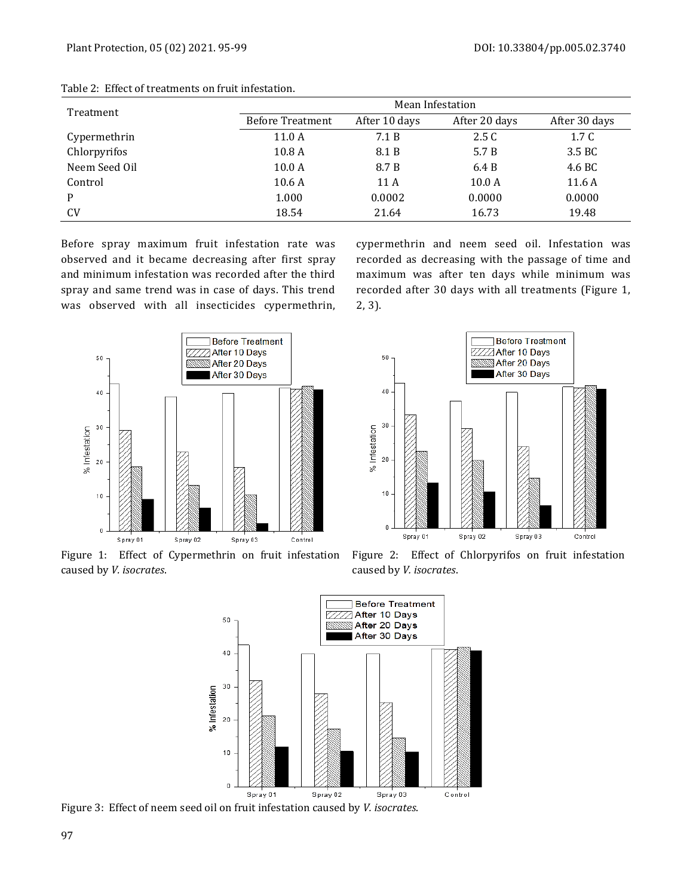Table 2: Effect of treatments on fruit infestation.

| Treatment | Mean Infestation | | | |
|---|---|---|---|---|
| | Before Treatment | After 10 days | After 20 days | After 30 days |
| Cypermethrin | 11.0 A | 7.1 B | 2.5 C | 1.7 C |
| Chlorpyrifos | 10.8 A | 8.1 B | 5.7 B | 3.5 BC |
| Neem Seed Oil | 10.0 A | 8.7 B | 6.4 B | 4.6 BC |
| Control | 10.6 A | 11 A | 10.0 A | 11.6 A |
| P | 1.000 | 0.0002 | 0.0000 | 0.0000 |
| CV | 18.54 | 21.64 | 16.73 | 19.48 |

Before spray maximum fruit infestation rate was observed and it became decreasing after first spray and minimum infestation was recorded after the third spray and same trend was in case of days. This trend was observed with all insecticides cypermethrin, cypermethrin and neem seed oil. Infestation was recorded as decreasing with the passage of time and maximum was after ten days while minimum was recorded after 30 days with all treatments (Figure 1, 2, 3).

Figure 1: Effect of Cypermethrin on fruit infestation caused by *V. isocrates*.

Figure 2: Effect of Chlorpyrifos on fruit infestation caused by *V. isocrates*.

Figure 3: Effect of neem seed oil on fruit infestation caused by *V. isocrates*.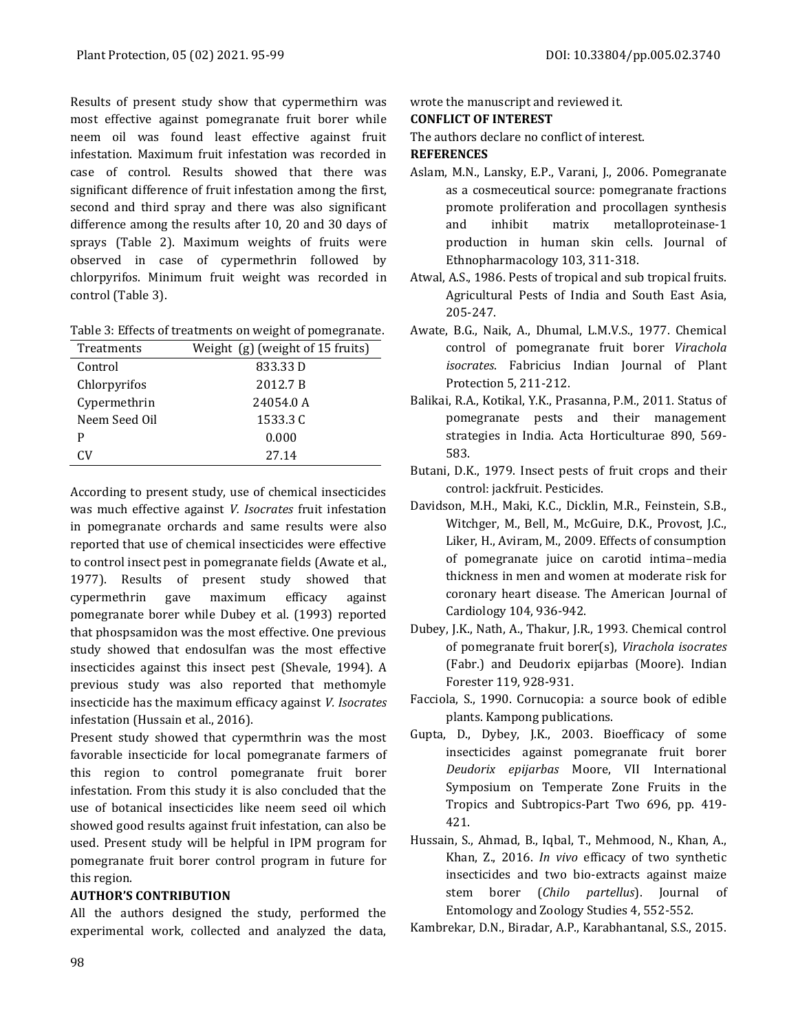Results of present study show that cypermethirn was most effective against pomegranate fruit borer while neem oil was found least effective against fruit infestation. Maximum fruit infestation was recorded in case of control. Results showed that there was significant difference of fruit infestation among the first, second and third spray and there was also significant difference among the results after 10, 20 and 30 days of sprays (Table 2). Maximum weights of fruits were observed in case of cypermethrin followed by chlorpyrifos. Minimum fruit weight was recorded in control (Table 3).

Table 3: Effects of treatments on weight of pomegranate.

| Treatments | Weight (g) (weight of 15 fruits) |
|---|---|
| Control | 833.33 D |
| Chlorpyrifos | 2012.7 B |
| Cypermethrin | 24054.0 A |
| Neem Seed Oil | 1533.3 C |
| P | 0.000 |
| CV | 27.14 |

According to present study, use of chemical insecticides was much effective against *V. Isocrates* fruit infestation in pomegranate orchards and same results were also reported that use of chemical insecticides were effective to control insect pest in pomegranate fields (Awate et al., 1977). Results of present study showed that cypermethrin gave maximum efficacy against pomegranate borer while Dubey et al. (1993) reported that phospsamidon was the most effective. One previous study showed that endosulfan was the most effective insecticides against this insect pest (Shevale, 1994). A previous study was also reported that methomyle insecticide has the maximum efficacy against *V. Isocrates* infestation (Hussain et al., 2016).

Present study showed that cypermthrin was the most favorable insecticide for local pomegranate farmers of this region to control pomegranate fruit borer infestation. From this study it is also concluded that the use of botanical insecticides like neem seed oil which showed good results against fruit infestation, can also be used. Present study will be helpful in IPM program for pomegranate fruit borer control program in future for this region.

**AUTHOR'S CONTRIBUTION**

All the authors designed the study, performed the experimental work, collected and analyzed the data, wrote the manuscript and reviewed it.

**CONFLICT OF INTEREST**

The authors declare no conflict of interest.

**REFERENCES**

Aslam, M.N., Lansky, E.P., Varani, J., 2006. Pomegranate as a cosmeceutical source: pomegranate fractions promote proliferation and procollagen synthesis and inhibit matrix metalloproteinase-1 production in human skin cells. Journal of Ethnopharmacology 103, 311-318.

Atwal, A.S., 1986. Pests of tropical and sub tropical fruits. Agricultural Pests of India and South East Asia, 205-247.

Awate, B.G., Naik, A., Dhumal, L.M.V.S., 1977. Chemical control of pomegranate fruit borer *Virachola isocrates*. Fabricius Indian Journal of Plant Protection 5, 211-212.

Balikai, R.A., Kotikal, Y.K., Prasanna, P.M., 2011. Status of pomegranate pests and their management strategies in India. Acta Horticulturae 890, 569-583.

Butani, D.K., 1979. Insect pests of fruit crops and their control: jackfruit. Pesticides.

Davidson, M.H., Maki, K.C., Dicklin, M.R., Feinstein, S.B., Witchger, M., Bell, M., McGuire, D.K., Provost, J.C., Liker, H., Aviram, M., 2009. Effects of consumption of pomegranate juice on carotid intima–media thickness in men and women at moderate risk for coronary heart disease. The American Journal of Cardiology 104, 936-942.

Dubey, J.K., Nath, A., Thakur, J.R., 1993. Chemical control of pomegranate fruit borer(s), *Virachola isocrates* (Fabr.) and Deudorix epijarbas (Moore). Indian Forester 119, 928-931.

Facciola, S., 1990. Cornucopia: a source book of edible plants. Kampong publications.

Gupta, D., Dybey, J.K., 2003. Bioefficacy of some insecticides against pomegranate fruit borer *Deudorix epijarbas* Moore, VII International Symposium on Temperate Zone Fruits in the Tropics and Subtropics-Part Two 696, pp. 419-421.

Hussain, S., Ahmad, B., Iqbal, T., Mehmood, N., Khan, A., Khan, Z., 2016. *In vivo* efficacy of two synthetic insecticides and two bio-extracts against maize stem borer (*Chilo partellus*). Journal of Entomology and Zoology Studies 4, 552-552.

Kambrekar, D.N., Biradar, A.P., Karabhantanal, S.S., 2015.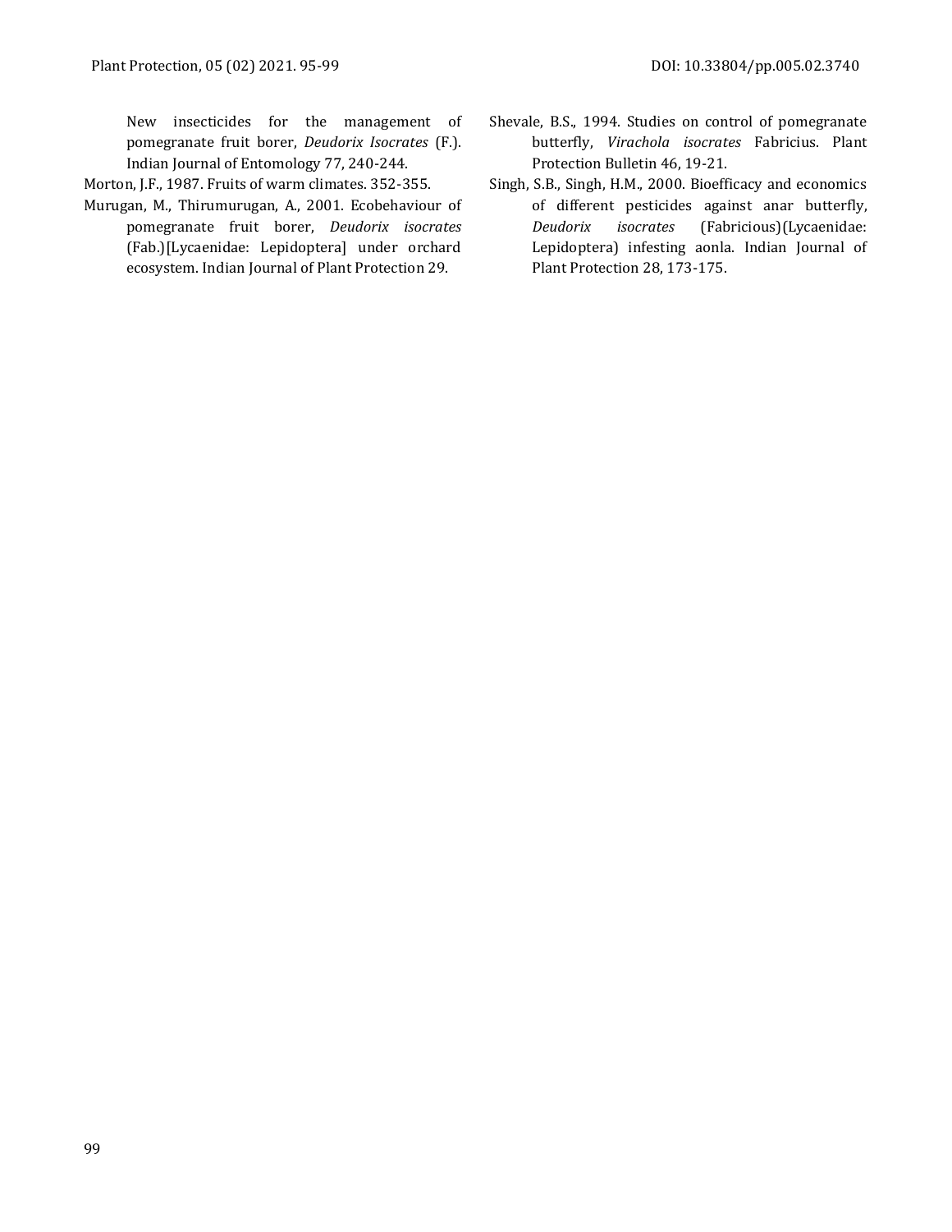New insecticides for the management of pomegranate fruit borer, *Deudorix Isocrates* (F.). Indian Journal of Entomology 77, 240-244.

Morton, J.F., 1987. Fruits of warm climates. 352-355.

Murugan, M., Thirumurugan, A., 2001. Ecobehaviour of pomegranate fruit borer, *Deudorix isocrates* (Fab.)[Lycaenidae: Lepidoptera] under orchard ecosystem. Indian Journal of Plant Protection 29.

Shevale, B.S., 1994. Studies on control of pomegranate butterfly, *Virachola isocrates* Fabricius. Plant Protection Bulletin 46, 19-21.

Singh, S.B., Singh, H.M., 2000. Bioefficacy and economics of different pesticides against anar butterfly, *Deudorix isocrates* (Fabricious)(Lycaenidae: Lepidoptera) infesting aonla. Indian Journal of Plant Protection 28, 173-175.